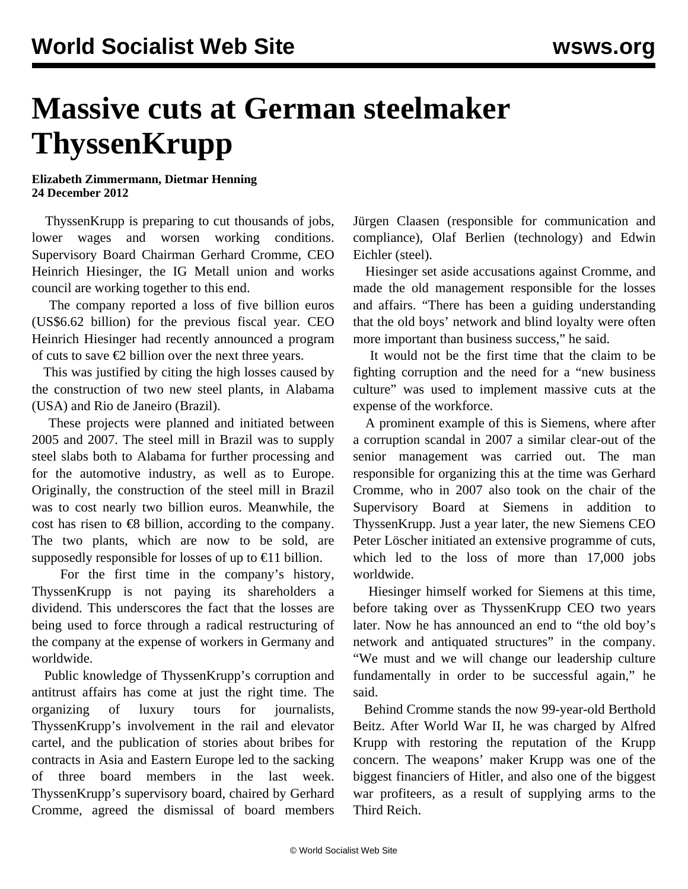# Massive cuts at German steelmaker ThyssenKrupp

**Elizabeth Zimmermann, Dietmar Henning**
**24 December 2012**

ThyssenKrupp is preparing to cut thousands of jobs, lower wages and worsen working conditions. Supervisory Board Chairman Gerhard Cromme, CEO Heinrich Hiesinger, the IG Metall union and works council are working together to this end.

The company reported a loss of five billion euros (US$6.62 billion) for the previous fiscal year. CEO Heinrich Hiesinger had recently announced a program of cuts to save €2 billion over the next three years.

This was justified by citing the high losses caused by the construction of two new steel plants, in Alabama (USA) and Rio de Janeiro (Brazil).

These projects were planned and initiated between 2005 and 2007. The steel mill in Brazil was to supply steel slabs both to Alabama for further processing and for the automotive industry, as well as to Europe. Originally, the construction of the steel mill in Brazil was to cost nearly two billion euros. Meanwhile, the cost has risen to €8 billion, according to the company. The two plants, which are now to be sold, are supposedly responsible for losses of up to €11 billion.

For the first time in the company's history, ThyssenKrupp is not paying its shareholders a dividend. This underscores the fact that the losses are being used to force through a radical restructuring of the company at the expense of workers in Germany and worldwide.

Public knowledge of ThyssenKrupp's corruption and antitrust affairs has come at just the right time. The organizing of luxury tours for journalists, ThyssenKrupp's involvement in the rail and elevator cartel, and the publication of stories about bribes for contracts in Asia and Eastern Europe led to the sacking of three board members in the last week. ThyssenKrupp's supervisory board, chaired by Gerhard Cromme, agreed the dismissal of board members Jürgen Claasen (responsible for communication and compliance), Olaf Berlien (technology) and Edwin Eichler (steel).

Hiesinger set aside accusations against Cromme, and made the old management responsible for the losses and affairs. "There has been a guiding understanding that the old boys' network and blind loyalty were often more important than business success," he said.

It would not be the first time that the claim to be fighting corruption and the need for a "new business culture" was used to implement massive cuts at the expense of the workforce.

A prominent example of this is Siemens, where after a corruption scandal in 2007 a similar clear-out of the senior management was carried out. The man responsible for organizing this at the time was Gerhard Cromme, who in 2007 also took on the chair of the Supervisory Board at Siemens in addition to ThyssenKrupp. Just a year later, the new Siemens CEO Peter Löscher initiated an extensive programme of cuts, which led to the loss of more than 17,000 jobs worldwide.

Hiesinger himself worked for Siemens at this time, before taking over as ThyssenKrupp CEO two years later. Now he has announced an end to "the old boy's network and antiquated structures" in the company. "We must and we will change our leadership culture fundamentally in order to be successful again," he said.

Behind Cromme stands the now 99-year-old Berthold Beitz. After World War II, he was charged by Alfred Krupp with restoring the reputation of the Krupp concern. The weapons' maker Krupp was one of the biggest financiers of Hitler, and also one of the biggest war profiteers, as a result of supplying arms to the Third Reich.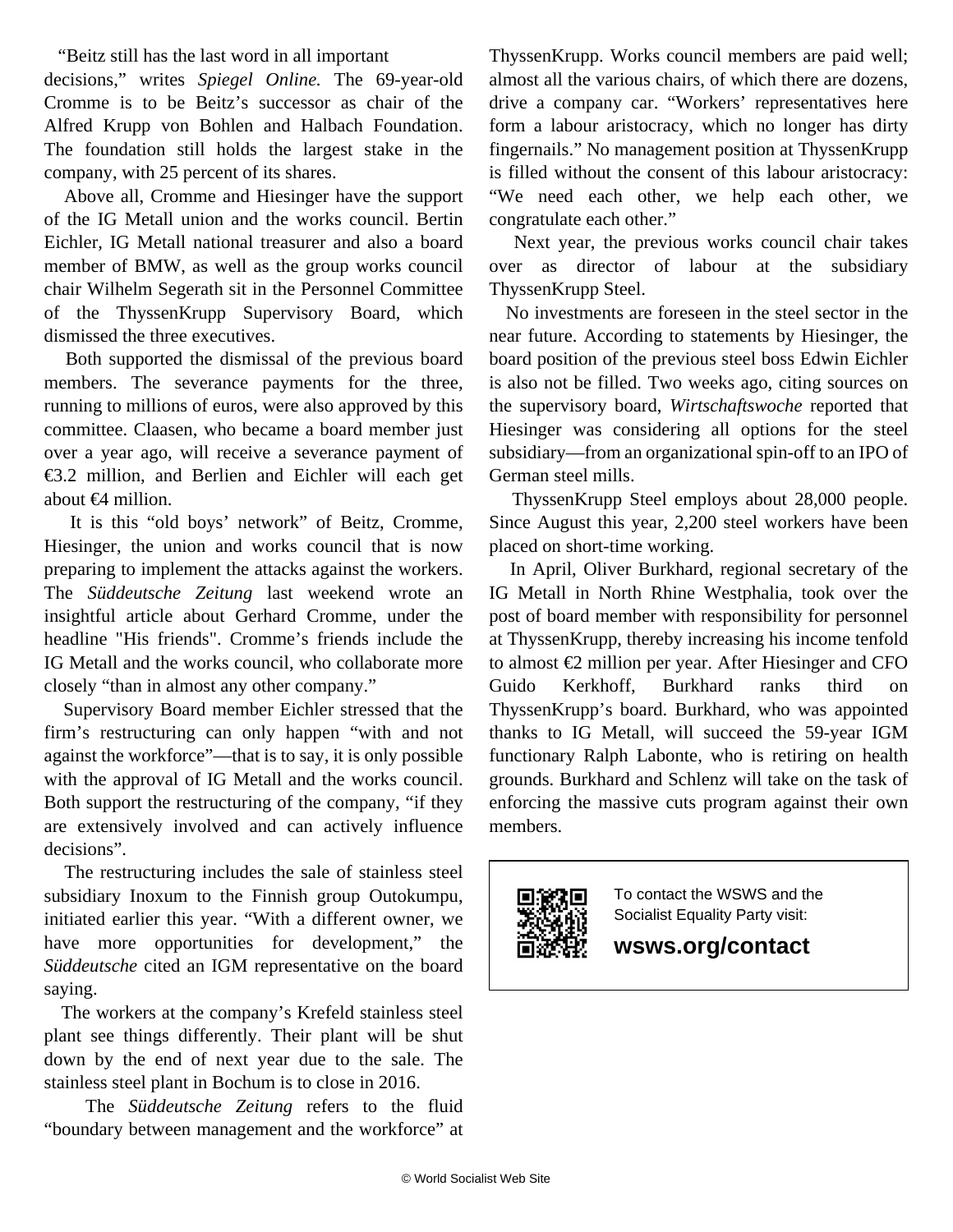"Beitz still has the last word in all important decisions," writes *Spiegel Online.* The 69-year-old Cromme is to be Beitz's successor as chair of the Alfred Krupp von Bohlen and Halbach Foundation. The foundation still holds the largest stake in the company, with 25 percent of its shares.

Above all, Cromme and Hiesinger have the support of the IG Metall union and the works council. Bertin Eichler, IG Metall national treasurer and also a board member of BMW, as well as the group works council chair Wilhelm Segerath sit in the Personnel Committee of the ThyssenKrupp Supervisory Board, which dismissed the three executives.

Both supported the dismissal of the previous board members. The severance payments for the three, running to millions of euros, were also approved by this committee. Claasen, who became a board member just over a year ago, will receive a severance payment of €3.2 million, and Berlien and Eichler will each get about €4 million.

It is this "old boys' network" of Beitz, Cromme, Hiesinger, the union and works council that is now preparing to implement the attacks against the workers. The *Süddeutsche Zeitung* last weekend wrote an insightful article about Gerhard Cromme, under the headline "His friends". Cromme's friends include the IG Metall and the works council, who collaborate more closely "than in almost any other company."

Supervisory Board member Eichler stressed that the firm's restructuring can only happen "with and not against the workforce"—that is to say, it is only possible with the approval of IG Metall and the works council. Both support the restructuring of the company, "if they are extensively involved and can actively influence decisions".

The restructuring includes the sale of stainless steel subsidiary Inoxum to the Finnish group Outokumpu, initiated earlier this year. "With a different owner, we have more opportunities for development," the *Süddeutsche* cited an IGM representative on the board saying.

The workers at the company's Krefeld stainless steel plant see things differently. Their plant will be shut down by the end of next year due to the sale. The stainless steel plant in Bochum is to close in 2016.

The *Süddeutsche Zeitung* refers to the fluid "boundary between management and the workforce" at ThyssenKrupp. Works council members are paid well; almost all the various chairs, of which there are dozens, drive a company car. "Workers' representatives here form a labour aristocracy, which no longer has dirty fingernails." No management position at ThyssenKrupp is filled without the consent of this labour aristocracy: "We need each other, we help each other, we congratulate each other."

Next year, the previous works council chair takes over as director of labour at the subsidiary ThyssenKrupp Steel.

No investments are foreseen in the steel sector in the near future. According to statements by Hiesinger, the board position of the previous steel boss Edwin Eichler is also not be filled. Two weeks ago, citing sources on the supervisory board, *Wirtschaftswoche* reported that Hiesinger was considering all options for the steel subsidiary—from an organizational spin-off to an IPO of German steel mills.

ThyssenKrupp Steel employs about 28,000 people. Since August this year, 2,200 steel workers have been placed on short-time working.

In April, Oliver Burkhard, regional secretary of the IG Metall in North Rhine Westphalia, took over the post of board member with responsibility for personnel at ThyssenKrupp, thereby increasing his income tenfold to almost €2 million per year. After Hiesinger and CFO Guido Kerkhoff, Burkhard ranks third on ThyssenKrupp's board. Burkhard, who was appointed thanks to IG Metall, will succeed the 59-year IGM functionary Ralph Labonte, who is retiring on health grounds. Burkhard and Schlenz will take on the task of enforcing the massive cuts program against their own members.

To contact the WSWS and the Socialist Equality Party visit:

**wsws.org/contact**